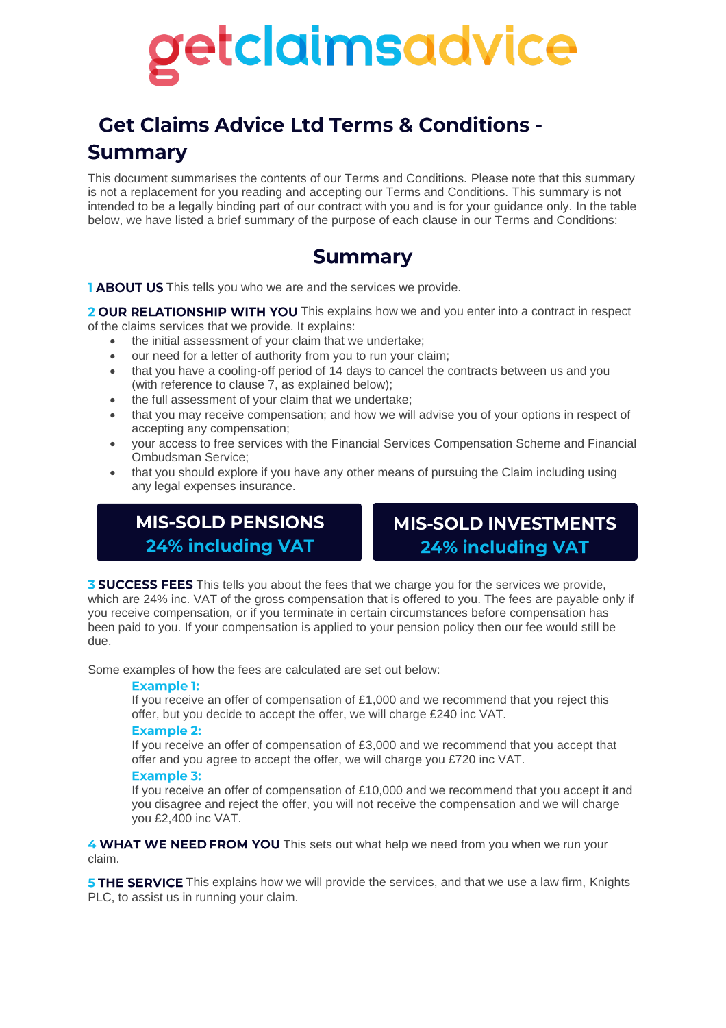getclaimsadvice

# Get Claims Advice Ltd Terms & Conditions - Summary

This document summarises the contents of our Terms and Conditions. Please note that this summary is not a replacement for you reading and accepting our Terms and Conditions. This summary is not intended to be a legally binding part of our contract with you and is for your guidance only. In the table below, we have listed a brief summary of the purpose of each clause in our Terms and Conditions:

## Summary

**1 ABOUT US** This tells you who we are and the services we provide.

**2 OUR RELATIONSHIP WITH YOU** This explains how we and you enter into a contract in respect of the claims services that we provide. It explains:

- the initial assessment of your claim that we undertake;
- our need for a letter of authority from you to run your claim;
- that you have a cooling-off period of 14 days to cancel the contracts between us and you (with reference to clause 7, as explained below);
- the full assessment of your claim that we undertake;
- that you may receive compensation; and how we will advise you of your options in respect of accepting any compensation;
- your access to free services with the Financial Services Compensation Scheme and Financial Ombudsman Service;
- that you should explore if you have any other means of pursuing the Claim including using any legal expenses insurance.

**MIS-SOLD PENSIONS**
**24% including VAT**

**MIS-SOLD INVESTMENTS**
**24% including VAT**

**3 SUCCESS FEES** This tells you about the fees that we charge you for the services we provide, which are 24% inc. VAT of the gross compensation that is offered to you. The fees are payable only if you receive compensation, or if you terminate in certain circumstances before compensation has been paid to you. If your compensation is applied to your pension policy then our fee would still be due.

Some examples of how the fees are calculated are set out below:

**Example 1:**
If you receive an offer of compensation of £1,000 and we recommend that you reject this offer, but you decide to accept the offer, we will charge £240 inc VAT.

**Example 2:**
If you receive an offer of compensation of £3,000 and we recommend that you accept that offer and you agree to accept the offer, we will charge you £720 inc VAT.

**Example 3:**
If you receive an offer of compensation of £10,000 and we recommend that you accept it and you disagree and reject the offer, you will not receive the compensation and we will charge you £2,400 inc VAT.

**4 WHAT WE NEED FROM YOU** This sets out what help we need from you when we run your claim.

**5 THE SERVICE** This explains how we will provide the services, and that we use a law firm, Knights PLC, to assist us in running your claim.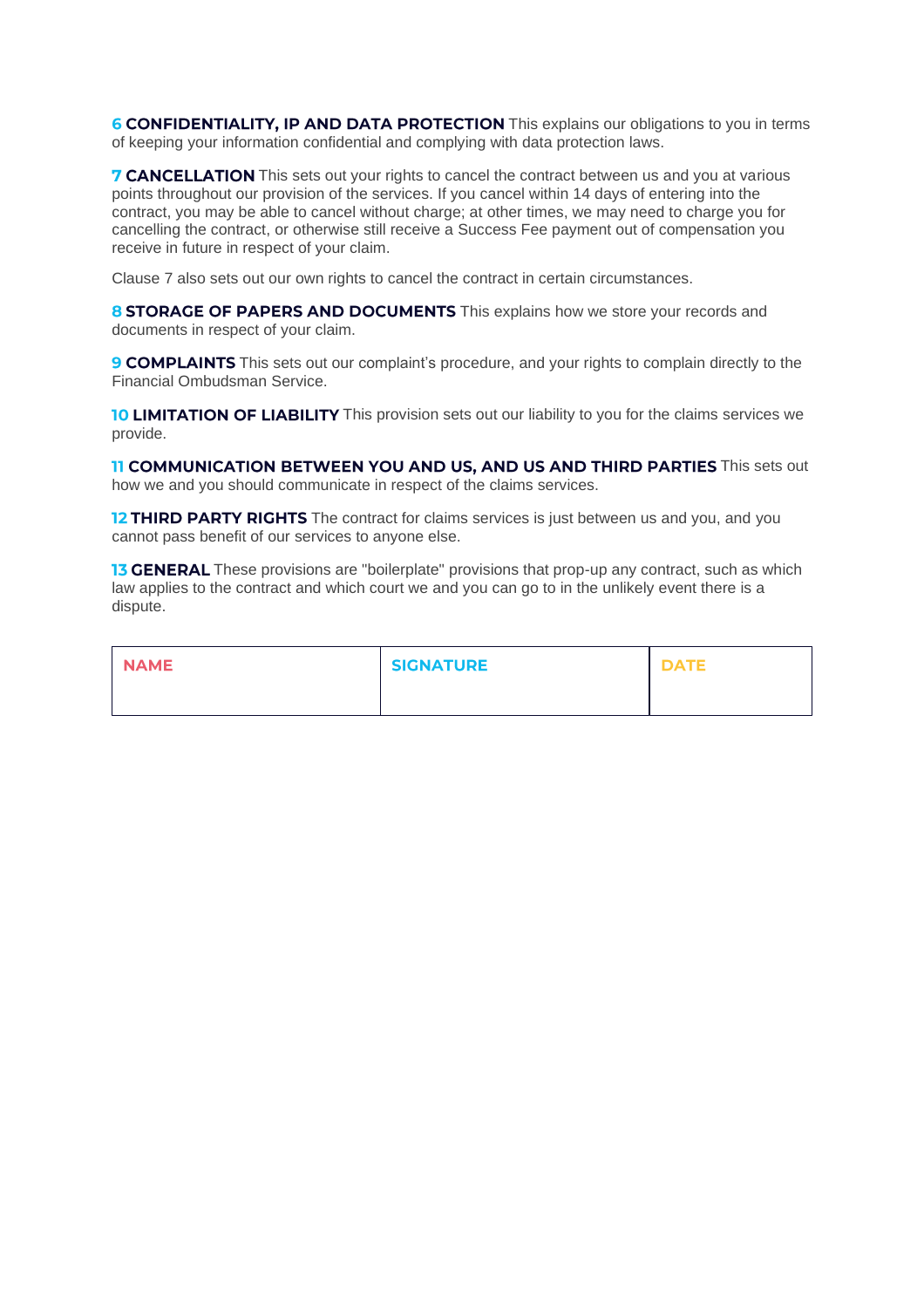**6 CONFIDENTIALITY, IP AND DATA PROTECTION** This explains our obligations to you in terms of keeping your information confidential and complying with data protection laws.

**7 CANCELLATION** This sets out your rights to cancel the contract between us and you at various points throughout our provision of the services. If you cancel within 14 days of entering into the contract, you may be able to cancel without charge; at other times, we may need to charge you for cancelling the contract, or otherwise still receive a Success Fee payment out of compensation you receive in future in respect of your claim.

Clause 7 also sets out our own rights to cancel the contract in certain circumstances.

**8 STORAGE OF PAPERS AND DOCUMENTS** This explains how we store your records and documents in respect of your claim.

**9 COMPLAINTS** This sets out our complaint's procedure, and your rights to complain directly to the Financial Ombudsman Service.

**10 LIMITATION OF LIABILITY** This provision sets out our liability to you for the claims services we provide.

**11 COMMUNICATION BETWEEN YOU AND US, AND US AND THIRD PARTIES** This sets out how we and you should communicate in respect of the claims services.

**12 THIRD PARTY RIGHTS** The contract for claims services is just between us and you, and you cannot pass benefit of our services to anyone else.

**13 GENERAL** These provisions are "boilerplate" provisions that prop-up any contract, such as which law applies to the contract and which court we and you can go to in the unlikely event there is a dispute.

| NAME | SIGNATURE | DATE |
| --- | --- | --- |
| | | |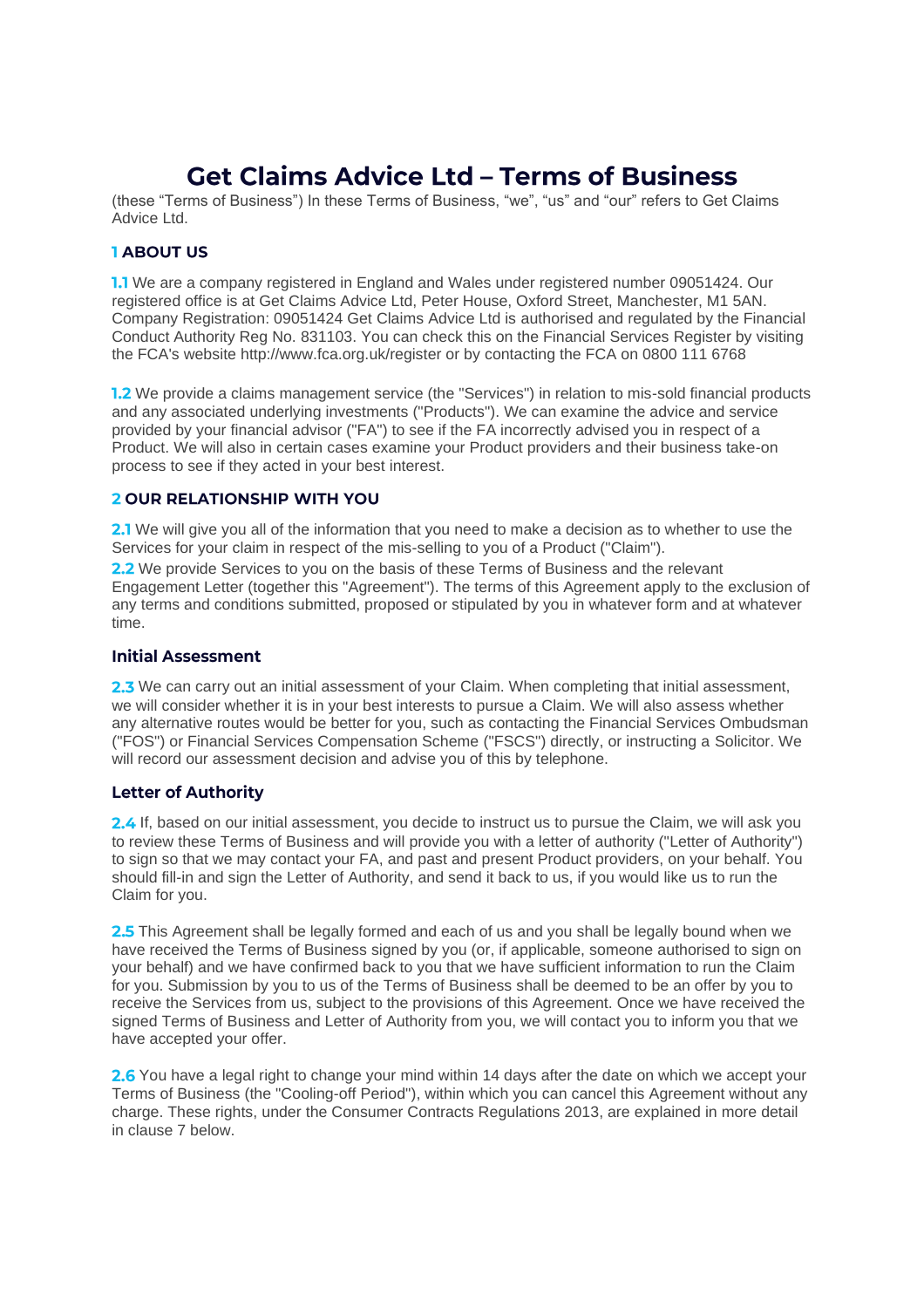# Get Claims Advice Ltd – Terms of Business

(these "Terms of Business") In these Terms of Business, "we", "us" and "our" refers to Get Claims Advice Ltd.

## 1 ABOUT US

**1.1** We are a company registered in England and Wales under registered number 09051424. Our registered office is at Get Claims Advice Ltd, Peter House, Oxford Street, Manchester, M1 5AN. Company Registration: 09051424 Get Claims Advice Ltd is authorised and regulated by the Financial Conduct Authority Reg No. 831103. You can check this on the Financial Services Register by visiting the FCA's website http://www.fca.org.uk/register or by contacting the FCA on 0800 111 6768

**1.2** We provide a claims management service (the "Services") in relation to mis-sold financial products and any associated underlying investments ("Products"). We can examine the advice and service provided by your financial advisor ("FA") to see if the FA incorrectly advised you in respect of a Product. We will also in certain cases examine your Product providers and their business take-on process to see if they acted in your best interest.

## 2 OUR RELATIONSHIP WITH YOU

**2.1** We will give you all of the information that you need to make a decision as to whether to use the Services for your claim in respect of the mis-selling to you of a Product ("Claim").

**2.2** We provide Services to you on the basis of these Terms of Business and the relevant Engagement Letter (together this "Agreement"). The terms of this Agreement apply to the exclusion of any terms and conditions submitted, proposed or stipulated by you in whatever form and at whatever time.

### Initial Assessment

**2.3** We can carry out an initial assessment of your Claim. When completing that initial assessment, we will consider whether it is in your best interests to pursue a Claim. We will also assess whether any alternative routes would be better for you, such as contacting the Financial Services Ombudsman ("FOS") or Financial Services Compensation Scheme ("FSCS") directly, or instructing a Solicitor. We will record our assessment decision and advise you of this by telephone.

### Letter of Authority

**2.4** If, based on our initial assessment, you decide to instruct us to pursue the Claim, we will ask you to review these Terms of Business and will provide you with a letter of authority ("Letter of Authority") to sign so that we may contact your FA, and past and present Product providers, on your behalf. You should fill-in and sign the Letter of Authority, and send it back to us, if you would like us to run the Claim for you.

**2.5** This Agreement shall be legally formed and each of us and you shall be legally bound when we have received the Terms of Business signed by you (or, if applicable, someone authorised to sign on your behalf) and we have confirmed back to you that we have sufficient information to run the Claim for you. Submission by you to us of the Terms of Business shall be deemed to be an offer by you to receive the Services from us, subject to the provisions of this Agreement. Once we have received the signed Terms of Business and Letter of Authority from you, we will contact you to inform you that we have accepted your offer.

**2.6** You have a legal right to change your mind within 14 days after the date on which we accept your Terms of Business (the "Cooling-off Period"), within which you can cancel this Agreement without any charge. These rights, under the Consumer Contracts Regulations 2013, are explained in more detail in clause 7 below.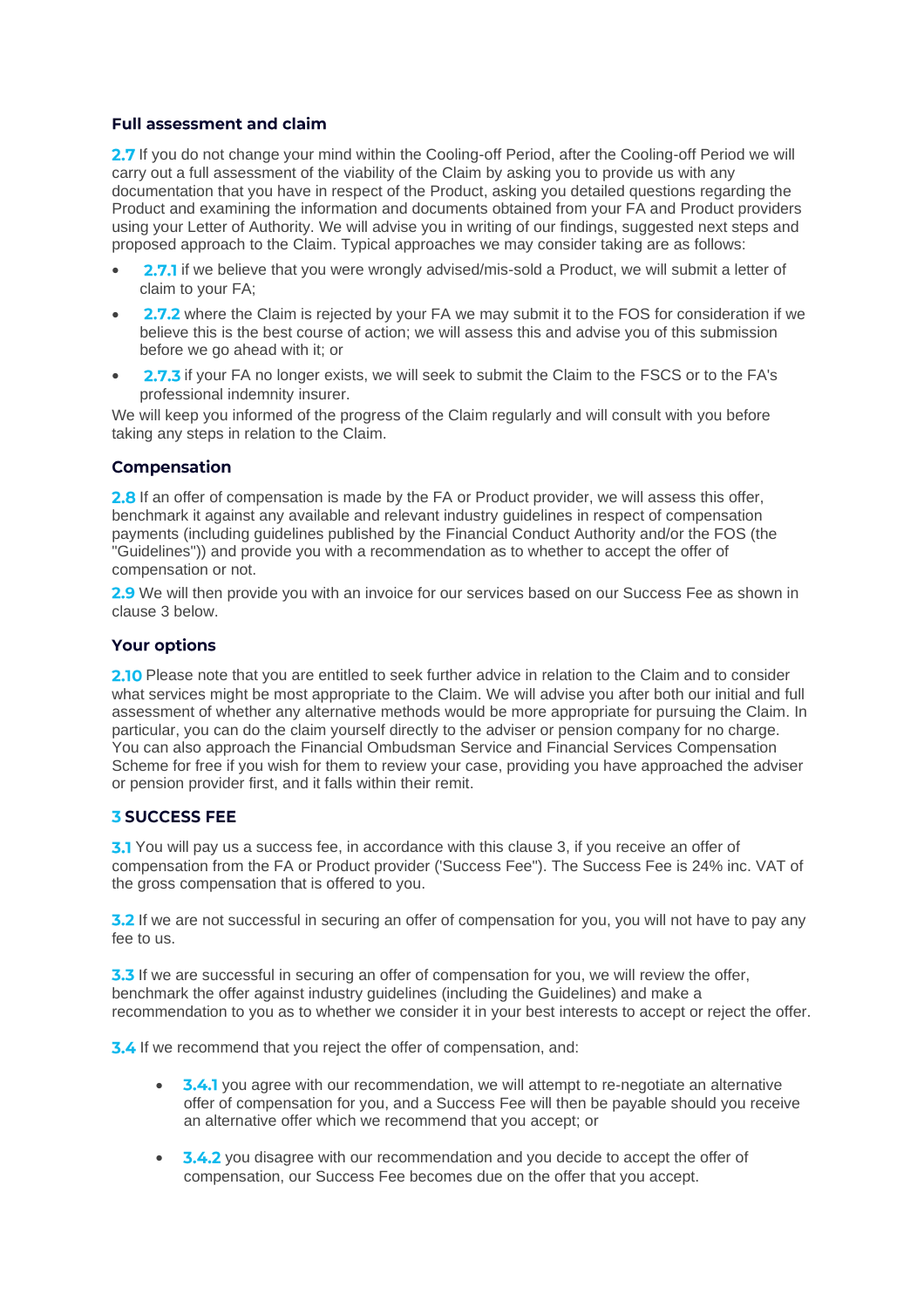### Full assessment and claim

**2.7** If you do not change your mind within the Cooling-off Period, after the Cooling-off Period we will carry out a full assessment of the viability of the Claim by asking you to provide us with any documentation that you have in respect of the Product, asking you detailed questions regarding the Product and examining the information and documents obtained from your FA and Product providers using your Letter of Authority. We will advise you in writing of our findings, suggested next steps and proposed approach to the Claim. Typical approaches we may consider taking are as follows:

- **2.7.1** if we believe that you were wrongly advised/mis-sold a Product, we will submit a letter of claim to your FA;
- **2.7.2** where the Claim is rejected by your FA we may submit it to the FOS for consideration if we believe this is the best course of action; we will assess this and advise you of this submission before we go ahead with it; or
- **2.7.3** if your FA no longer exists, we will seek to submit the Claim to the FSCS or to the FA's professional indemnity insurer.

We will keep you informed of the progress of the Claim regularly and will consult with you before taking any steps in relation to the Claim.

### Compensation

**2.8** If an offer of compensation is made by the FA or Product provider, we will assess this offer, benchmark it against any available and relevant industry guidelines in respect of compensation payments (including guidelines published by the Financial Conduct Authority and/or the FOS (the "Guidelines")) and provide you with a recommendation as to whether to accept the offer of compensation or not.

**2.9** We will then provide you with an invoice for our services based on our Success Fee as shown in clause 3 below.

### Your options

**2.10** Please note that you are entitled to seek further advice in relation to the Claim and to consider what services might be most appropriate to the Claim. We will advise you after both our initial and full assessment of whether any alternative methods would be more appropriate for pursuing the Claim. In particular, you can do the claim yourself directly to the adviser or pension company for no charge. You can also approach the Financial Ombudsman Service and Financial Services Compensation Scheme for free if you wish for them to review your case, providing you have approached the adviser or pension provider first, and it falls within their remit.

## 3 SUCCESS FEE

**3.1** You will pay us a success fee, in accordance with this clause 3, if you receive an offer of compensation from the FA or Product provider ('Success Fee"). The Success Fee is 24% inc. VAT of the gross compensation that is offered to you.

**3.2** If we are not successful in securing an offer of compensation for you, you will not have to pay any fee to us.

**3.3** If we are successful in securing an offer of compensation for you, we will review the offer, benchmark the offer against industry guidelines (including the Guidelines) and make a recommendation to you as to whether we consider it in your best interests to accept or reject the offer.

**3.4** If we recommend that you reject the offer of compensation, and:

- **3.4.1** you agree with our recommendation, we will attempt to re-negotiate an alternative offer of compensation for you, and a Success Fee will then be payable should you receive an alternative offer which we recommend that you accept; or
- **3.4.2** you disagree with our recommendation and you decide to accept the offer of compensation, our Success Fee becomes due on the offer that you accept.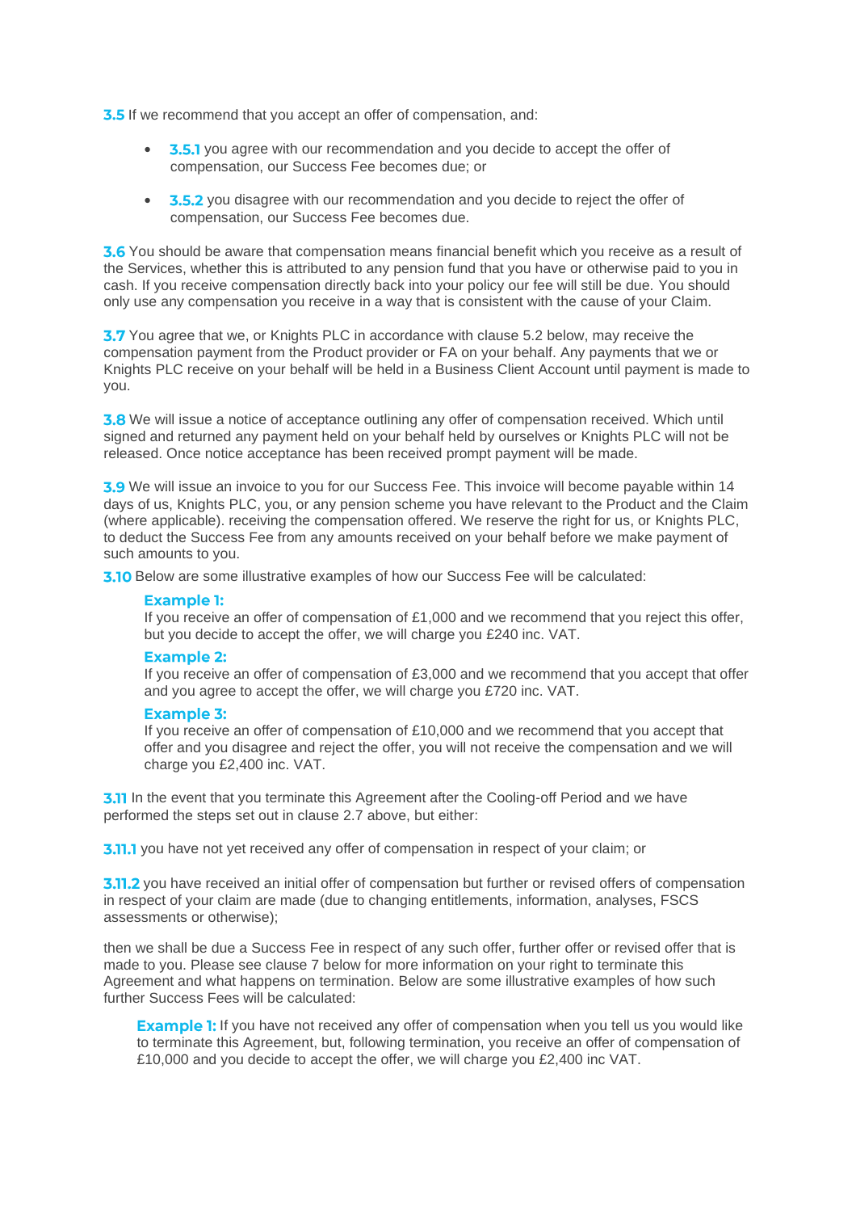**3.5** If we recommend that you accept an offer of compensation, and:

- **3.5.1** you agree with our recommendation and you decide to accept the offer of compensation, our Success Fee becomes due; or
- **3.5.2** you disagree with our recommendation and you decide to reject the offer of compensation, our Success Fee becomes due.

**3.6** You should be aware that compensation means financial benefit which you receive as a result of the Services, whether this is attributed to any pension fund that you have or otherwise paid to you in cash. If you receive compensation directly back into your policy our fee will still be due. You should only use any compensation you receive in a way that is consistent with the cause of your Claim.

**3.7** You agree that we, or Knights PLC in accordance with clause 5.2 below, may receive the compensation payment from the Product provider or FA on your behalf. Any payments that we or Knights PLC receive on your behalf will be held in a Business Client Account until payment is made to you.

**3.8** We will issue a notice of acceptance outlining any offer of compensation received. Which until signed and returned any payment held on your behalf held by ourselves or Knights PLC will not be released. Once notice acceptance has been received prompt payment will be made.

**3.9** We will issue an invoice to you for our Success Fee. This invoice will become payable within 14 days of us, Knights PLC, you, or any pension scheme you have relevant to the Product and the Claim (where applicable). receiving the compensation offered. We reserve the right for us, or Knights PLC, to deduct the Success Fee from any amounts received on your behalf before we make payment of such amounts to you.

**3.10** Below are some illustrative examples of how our Success Fee will be calculated:

> **Example 1:**
> If you receive an offer of compensation of £1,000 and we recommend that you reject this offer, but you decide to accept the offer, we will charge you £240 inc. VAT.
>
> **Example 2:**
> If you receive an offer of compensation of £3,000 and we recommend that you accept that offer and you agree to accept the offer, we will charge you £720 inc. VAT.
>
> **Example 3:**
> If you receive an offer of compensation of £10,000 and we recommend that you accept that offer and you disagree and reject the offer, you will not receive the compensation and we will charge you £2,400 inc. VAT.

**3.11** In the event that you terminate this Agreement after the Cooling-off Period and we have performed the steps set out in clause 2.7 above, but either:

**3.11.1** you have not yet received any offer of compensation in respect of your claim; or

**3.11.2** you have received an initial offer of compensation but further or revised offers of compensation in respect of your claim are made (due to changing entitlements, information, analyses, FSCS assessments or otherwise);

then we shall be due a Success Fee in respect of any such offer, further offer or revised offer that is made to you. Please see clause 7 below for more information on your right to terminate this Agreement and what happens on termination. Below are some illustrative examples of how such further Success Fees will be calculated:

> **Example 1:** If you have not received any offer of compensation when you tell us you would like to terminate this Agreement, but, following termination, you receive an offer of compensation of £10,000 and you decide to accept the offer, we will charge you £2,400 inc VAT.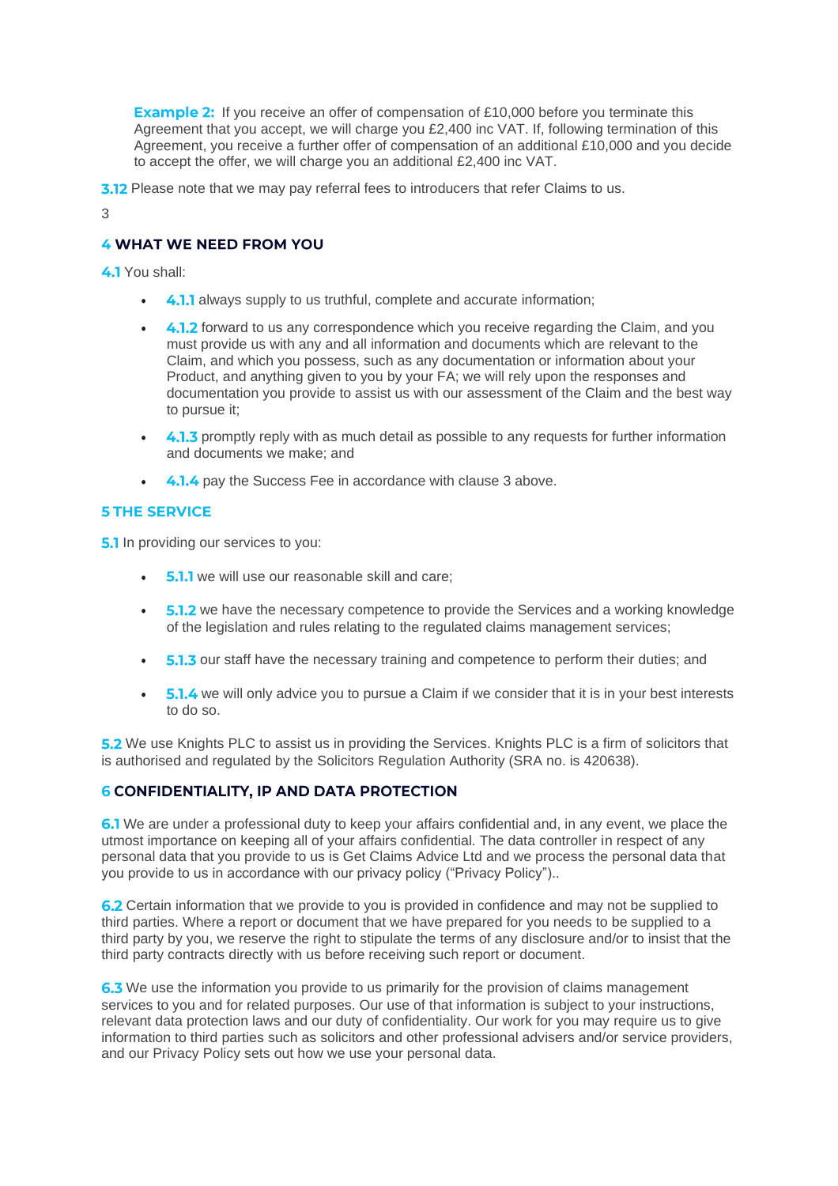**Example 2:** If you receive an offer of compensation of £10,000 before you terminate this Agreement that you accept, we will charge you £2,400 inc VAT. If, following termination of this Agreement, you receive a further offer of compensation of an additional £10,000 and you decide to accept the offer, we will charge you an additional £2,400 inc VAT.

**3.12** Please note that we may pay referral fees to introducers that refer Claims to us.

## 4 WHAT WE NEED FROM YOU

**4.1** You shall:

- **4.1.1** always supply to us truthful, complete and accurate information;
- **4.1.2** forward to us any correspondence which you receive regarding the Claim, and you must provide us with any and all information and documents which are relevant to the Claim, and which you possess, such as any documentation or information about your Product, and anything given to you by your FA; we will rely upon the responses and documentation you provide to assist us with our assessment of the Claim and the best way to pursue it;
- **4.1.3** promptly reply with as much detail as possible to any requests for further information and documents we make; and
- **4.1.4** pay the Success Fee in accordance with clause 3 above.

## 5 THE SERVICE

**5.1** In providing our services to you:

- **5.1.1** we will use our reasonable skill and care;
- **5.1.2** we have the necessary competence to provide the Services and a working knowledge of the legislation and rules relating to the regulated claims management services;
- **5.1.3** our staff have the necessary training and competence to perform their duties; and
- **5.1.4** we will only advice you to pursue a Claim if we consider that it is in your best interests to do so.

**5.2** We use Knights PLC to assist us in providing the Services. Knights PLC is a firm of solicitors that is authorised and regulated by the Solicitors Regulation Authority (SRA no. is 420638).

## 6 CONFIDENTIALITY, IP AND DATA PROTECTION

**6.1** We are under a professional duty to keep your affairs confidential and, in any event, we place the utmost importance on keeping all of your affairs confidential. The data controller in respect of any personal data that you provide to us is Get Claims Advice Ltd and we process the personal data that you provide to us in accordance with our privacy policy ("Privacy Policy")..

**6.2** Certain information that we provide to you is provided in confidence and may not be supplied to third parties. Where a report or document that we have prepared for you needs to be supplied to a third party by you, we reserve the right to stipulate the terms of any disclosure and/or to insist that the third party contracts directly with us before receiving such report or document.

**6.3** We use the information you provide to us primarily for the provision of claims management services to you and for related purposes. Our use of that information is subject to your instructions, relevant data protection laws and our duty of confidentiality. Our work for you may require us to give information to third parties such as solicitors and other professional advisers and/or service providers, and our Privacy Policy sets out how we use your personal data.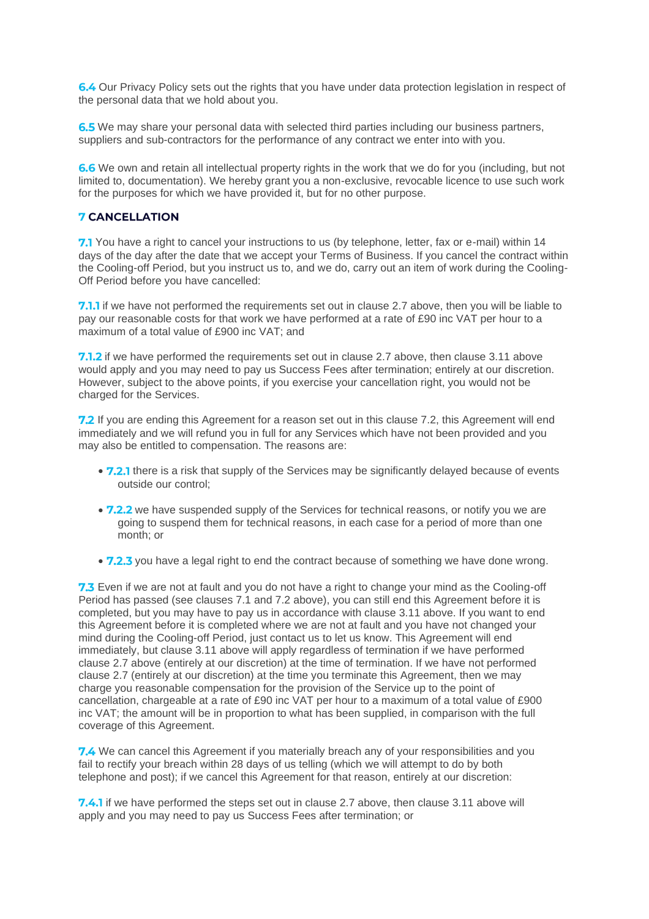**6.4** Our Privacy Policy sets out the rights that you have under data protection legislation in respect of the personal data that we hold about you.

**6.5** We may share your personal data with selected third parties including our business partners, suppliers and sub-contractors for the performance of any contract we enter into with you.

**6.6** We own and retain all intellectual property rights in the work that we do for you (including, but not limited to, documentation). We hereby grant you a non-exclusive, revocable licence to use such work for the purposes for which we have provided it, but for no other purpose.

## 7 CANCELLATION

**7.1** You have a right to cancel your instructions to us (by telephone, letter, fax or e-mail) within 14 days of the day after the date that we accept your Terms of Business. If you cancel the contract within the Cooling-off Period, but you instruct us to, and we do, carry out an item of work during the Cooling-Off Period before you have cancelled:

**7.1.1** if we have not performed the requirements set out in clause 2.7 above, then you will be liable to pay our reasonable costs for that work we have performed at a rate of £90 inc VAT per hour to a maximum of a total value of £900 inc VAT; and

**7.1.2** if we have performed the requirements set out in clause 2.7 above, then clause 3.11 above would apply and you may need to pay us Success Fees after termination; entirely at our discretion. However, subject to the above points, if you exercise your cancellation right, you would not be charged for the Services.

**7.2** If you are ending this Agreement for a reason set out in this clause 7.2, this Agreement will end immediately and we will refund you in full for any Services which have not been provided and you may also be entitled to compensation. The reasons are:

- **7.2.1** there is a risk that supply of the Services may be significantly delayed because of events outside our control;
- **7.2.2** we have suspended supply of the Services for technical reasons, or notify you we are going to suspend them for technical reasons, in each case for a period of more than one month; or
- **7.2.3** you have a legal right to end the contract because of something we have done wrong.

**7.3** Even if we are not at fault and you do not have a right to change your mind as the Cooling-off Period has passed (see clauses 7.1 and 7.2 above), you can still end this Agreement before it is completed, but you may have to pay us in accordance with clause 3.11 above. If you want to end this Agreement before it is completed where we are not at fault and you have not changed your mind during the Cooling-off Period, just contact us to let us know. This Agreement will end immediately, but clause 3.11 above will apply regardless of termination if we have performed clause 2.7 above (entirely at our discretion) at the time of termination. If we have not performed clause 2.7 (entirely at our discretion) at the time you terminate this Agreement, then we may charge you reasonable compensation for the provision of the Service up to the point of cancellation, chargeable at a rate of £90 inc VAT per hour to a maximum of a total value of £900 inc VAT; the amount will be in proportion to what has been supplied, in comparison with the full coverage of this Agreement.

**7.4** We can cancel this Agreement if you materially breach any of your responsibilities and you fail to rectify your breach within 28 days of us telling (which we will attempt to do by both telephone and post); if we cancel this Agreement for that reason, entirely at our discretion:

**7.4.1** if we have performed the steps set out in clause 2.7 above, then clause 3.11 above will apply and you may need to pay us Success Fees after termination; or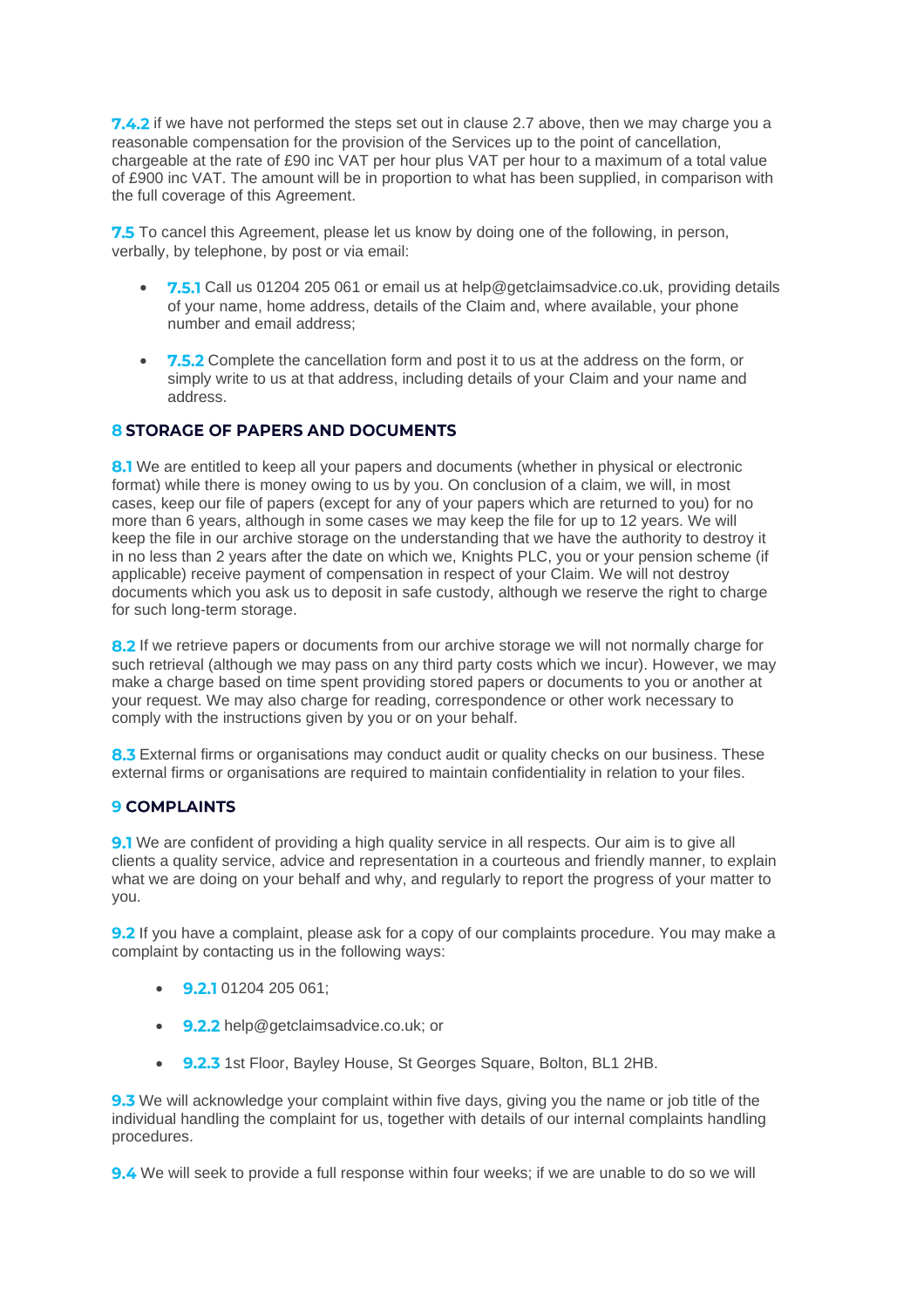**7.4.2** if we have not performed the steps set out in clause 2.7 above, then we may charge you a reasonable compensation for the provision of the Services up to the point of cancellation, chargeable at the rate of £90 inc VAT per hour plus VAT per hour to a maximum of a total value of £900 inc VAT. The amount will be in proportion to what has been supplied, in comparison with the full coverage of this Agreement.

**7.5** To cancel this Agreement, please let us know by doing one of the following, in person, verbally, by telephone, by post or via email:

- **7.5.1** Call us 01204 205 061 or email us at help@getclaimsadvice.co.uk, providing details of your name, home address, details of the Claim and, where available, your phone number and email address;
- **7.5.2** Complete the cancellation form and post it to us at the address on the form, or simply write to us at that address, including details of your Claim and your name and address.

## 8 STORAGE OF PAPERS AND DOCUMENTS

**8.1** We are entitled to keep all your papers and documents (whether in physical or electronic format) while there is money owing to us by you. On conclusion of a claim, we will, in most cases, keep our file of papers (except for any of your papers which are returned to you) for no more than 6 years, although in some cases we may keep the file for up to 12 years. We will keep the file in our archive storage on the understanding that we have the authority to destroy it in no less than 2 years after the date on which we, Knights PLC, you or your pension scheme (if applicable) receive payment of compensation in respect of your Claim. We will not destroy documents which you ask us to deposit in safe custody, although we reserve the right to charge for such long-term storage.

**8.2** If we retrieve papers or documents from our archive storage we will not normally charge for such retrieval (although we may pass on any third party costs which we incur). However, we may make a charge based on time spent providing stored papers or documents to you or another at your request. We may also charge for reading, correspondence or other work necessary to comply with the instructions given by you or on your behalf.

**8.3** External firms or organisations may conduct audit or quality checks on our business. These external firms or organisations are required to maintain confidentiality in relation to your files.

## 9 COMPLAINTS

**9.1** We are confident of providing a high quality service in all respects. Our aim is to give all clients a quality service, advice and representation in a courteous and friendly manner, to explain what we are doing on your behalf and why, and regularly to report the progress of your matter to you.

**9.2** If you have a complaint, please ask for a copy of our complaints procedure. You may make a complaint by contacting us in the following ways:

- **9.2.1** 01204 205 061;
- **9.2.2** help@getclaimsadvice.co.uk; or
- **9.2.3** 1st Floor, Bayley House, St Georges Square, Bolton, BL1 2HB.

**9.3** We will acknowledge your complaint within five days, giving you the name or job title of the individual handling the complaint for us, together with details of our internal complaints handling procedures.

**9.4** We will seek to provide a full response within four weeks; if we are unable to do so we will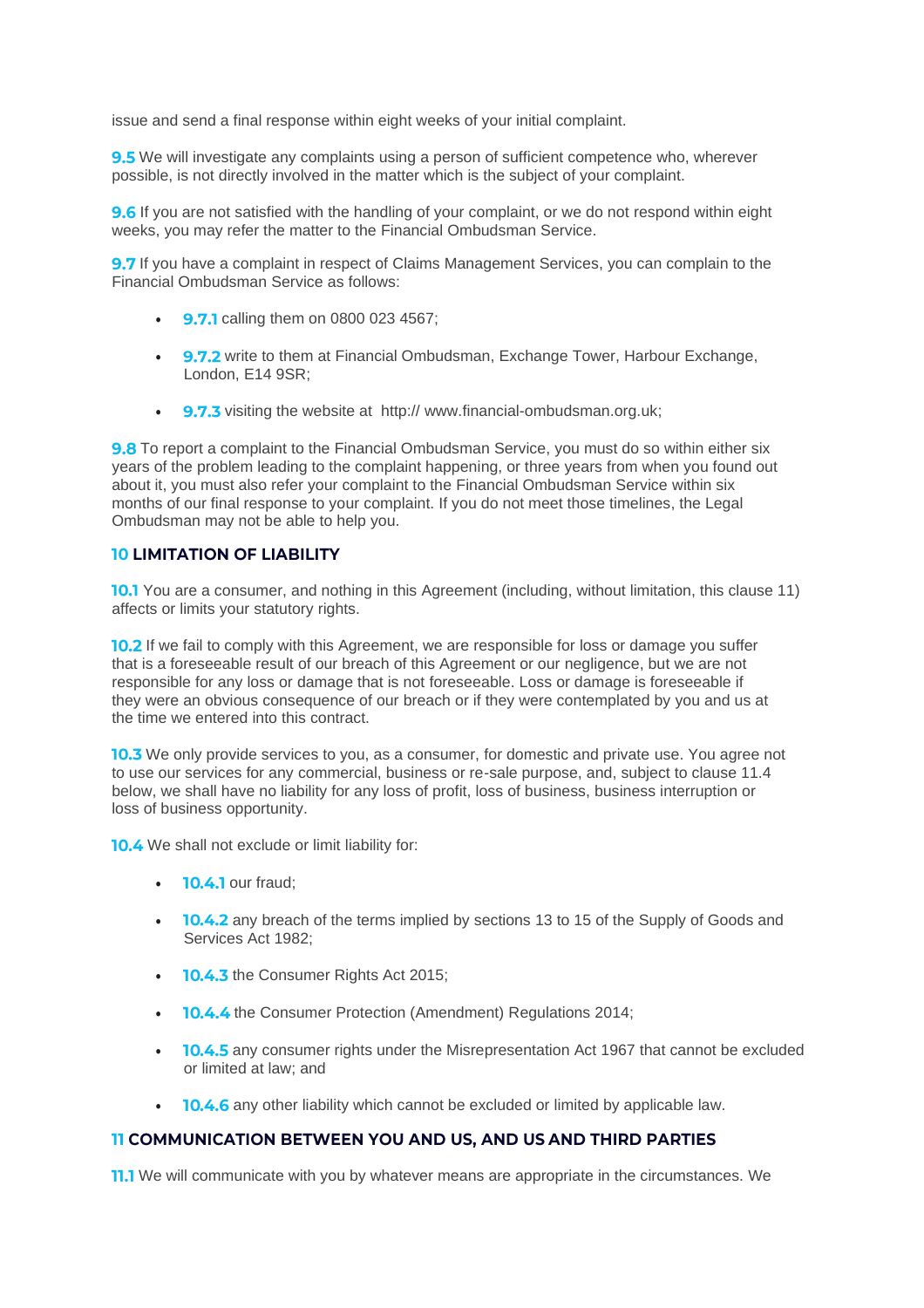issue and send a final response within eight weeks of your initial complaint.

**9.5** We will investigate any complaints using a person of sufficient competence who, wherever possible, is not directly involved in the matter which is the subject of your complaint.

**9.6** If you are not satisfied with the handling of your complaint, or we do not respond within eight weeks, you may refer the matter to the Financial Ombudsman Service.

**9.7** If you have a complaint in respect of Claims Management Services, you can complain to the Financial Ombudsman Service as follows:

- **9.7.1** calling them on 0800 023 4567;
- **9.7.2** write to them at Financial Ombudsman, Exchange Tower, Harbour Exchange, London, E14 9SR;
- **9.7.3** visiting the website at http:// www.financial-ombudsman.org.uk;

**9.8** To report a complaint to the Financial Ombudsman Service, you must do so within either six years of the problem leading to the complaint happening, or three years from when you found out about it, you must also refer your complaint to the Financial Ombudsman Service within six months of our final response to your complaint. If you do not meet those timelines, the Legal Ombudsman may not be able to help you.

## 10 LIMITATION OF LIABILITY

**10.1** You are a consumer, and nothing in this Agreement (including, without limitation, this clause 11) affects or limits your statutory rights.

**10.2** If we fail to comply with this Agreement, we are responsible for loss or damage you suffer that is a foreseeable result of our breach of this Agreement or our negligence, but we are not responsible for any loss or damage that is not foreseeable. Loss or damage is foreseeable if they were an obvious consequence of our breach or if they were contemplated by you and us at the time we entered into this contract.

**10.3** We only provide services to you, as a consumer, for domestic and private use. You agree not to use our services for any commercial, business or re-sale purpose, and, subject to clause 11.4 below, we shall have no liability for any loss of profit, loss of business, business interruption or loss of business opportunity.

**10.4** We shall not exclude or limit liability for:

- **10.4.1** our fraud;
- **10.4.2** any breach of the terms implied by sections 13 to 15 of the Supply of Goods and Services Act 1982;
- **10.4.3** the Consumer Rights Act 2015;
- **10.4.4** the Consumer Protection (Amendment) Regulations 2014;
- **10.4.5** any consumer rights under the Misrepresentation Act 1967 that cannot be excluded or limited at law; and
- **10.4.6** any other liability which cannot be excluded or limited by applicable law.

## 11 COMMUNICATION BETWEEN YOU AND US, AND US AND THIRD PARTIES

**11.1** We will communicate with you by whatever means are appropriate in the circumstances. We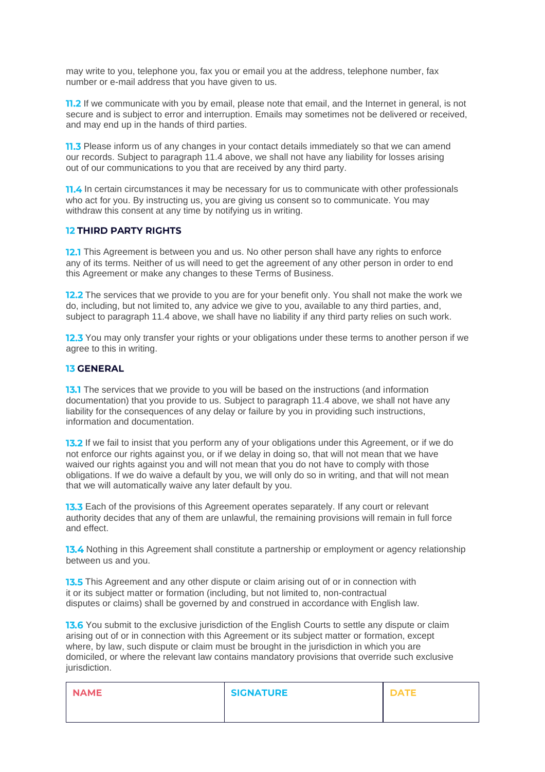may write to you, telephone you, fax you or email you at the address, telephone number, fax number or e-mail address that you have given to us.

**11.2** If we communicate with you by email, please note that email, and the Internet in general, is not secure and is subject to error and interruption. Emails may sometimes not be delivered or received, and may end up in the hands of third parties.

**11.3** Please inform us of any changes in your contact details immediately so that we can amend our records. Subject to paragraph 11.4 above, we shall not have any liability for losses arising out of our communications to you that are received by any third party.

**11.4** In certain circumstances it may be necessary for us to communicate with other professionals who act for you. By instructing us, you are giving us consent so to communicate. You may withdraw this consent at any time by notifying us in writing.

## 12 THIRD PARTY RIGHTS

**12.1** This Agreement is between you and us. No other person shall have any rights to enforce any of its terms. Neither of us will need to get the agreement of any other person in order to end this Agreement or make any changes to these Terms of Business.

**12.2** The services that we provide to you are for your benefit only. You shall not make the work we do, including, but not limited to, any advice we give to you, available to any third parties, and, subject to paragraph 11.4 above, we shall have no liability if any third party relies on such work.

**12.3** You may only transfer your rights or your obligations under these terms to another person if we agree to this in writing.

## 13 GENERAL

**13.1** The services that we provide to you will be based on the instructions (and information documentation) that you provide to us. Subject to paragraph 11.4 above, we shall not have any liability for the consequences of any delay or failure by you in providing such instructions, information and documentation.

**13.2** If we fail to insist that you perform any of your obligations under this Agreement, or if we do not enforce our rights against you, or if we delay in doing so, that will not mean that we have waived our rights against you and will not mean that you do not have to comply with those obligations. If we do waive a default by you, we will only do so in writing, and that will not mean that we will automatically waive any later default by you.

**13.3** Each of the provisions of this Agreement operates separately. If any court or relevant authority decides that any of them are unlawful, the remaining provisions will remain in full force and effect.

**13.4** Nothing in this Agreement shall constitute a partnership or employment or agency relationship between us and you.

**13.5** This Agreement and any other dispute or claim arising out of or in connection with it or its subject matter or formation (including, but not limited to, non-contractual disputes or claims) shall be governed by and construed in accordance with English law.

**13.6** You submit to the exclusive jurisdiction of the English Courts to settle any dispute or claim arising out of or in connection with this Agreement or its subject matter or formation, except where, by law, such dispute or claim must be brought in the jurisdiction in which you are domiciled, or where the relevant law contains mandatory provisions that override such exclusive jurisdiction.

| NAME | SIGNATURE | DATE |
| --- | --- | --- |
| | | |